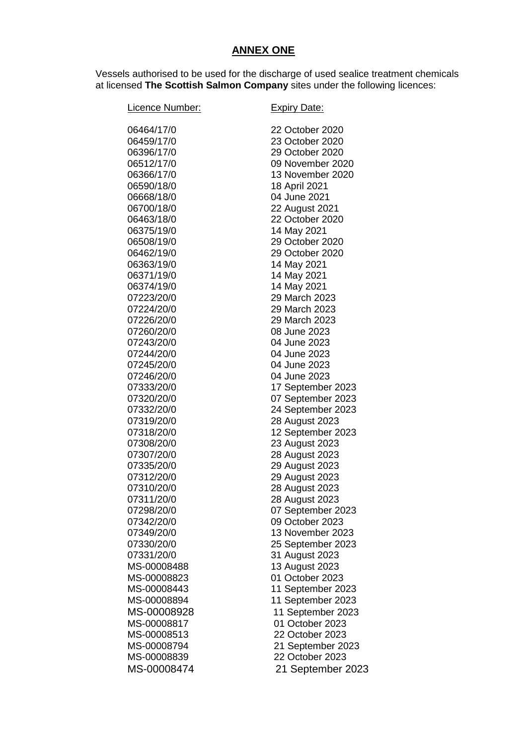## ANNEX ONE

Vessels authorised to be used for the discharge of used sealice treatment chemicals at licensed **The Scottish Salmon Company** sites under the following licences:

| Licence Number: | Expiry Date: |
|---|---|
| 06464/17/0 | 22 October 2020 |
| 06459/17/0 | 23 October 2020 |
| 06396/17/0 | 29 October 2020 |
| 06512/17/0 | 09 November 2020 |
| 06366/17/0 | 13 November 2020 |
| 06590/18/0 | 18 April 2021 |
| 06668/18/0 | 04 June 2021 |
| 06700/18/0 | 22 August 2021 |
| 06463/18/0 | 22 October 2020 |
| 06375/19/0 | 14 May 2021 |
| 06508/19/0 | 29 October 2020 |
| 06462/19/0 | 29 October 2020 |
| 06363/19/0 | 14 May 2021 |
| 06371/19/0 | 14 May 2021 |
| 06374/19/0 | 14 May 2021 |
| 07223/20/0 | 29 March 2023 |
| 07224/20/0 | 29 March 2023 |
| 07226/20/0 | 29 March 2023 |
| 07260/20/0 | 08 June 2023 |
| 07243/20/0 | 04 June 2023 |
| 07244/20/0 | 04 June 2023 |
| 07245/20/0 | 04 June 2023 |
| 07246/20/0 | 04 June 2023 |
| 07333/20/0 | 17 September 2023 |
| 07320/20/0 | 07 September 2023 |
| 07332/20/0 | 24 September 2023 |
| 07319/20/0 | 28 August 2023 |
| 07318/20/0 | 12 September 2023 |
| 07308/20/0 | 23 August 2023 |
| 07307/20/0 | 28 August 2023 |
| 07335/20/0 | 29 August 2023 |
| 07312/20/0 | 29 August 2023 |
| 07310/20/0 | 28 August 2023 |
| 07311/20/0 | 28 August 2023 |
| 07298/20/0 | 07 September 2023 |
| 07342/20/0 | 09 October 2023 |
| 07349/20/0 | 13 November 2023 |
| 07330/20/0 | 25 September 2023 |
| 07331/20/0 | 31 August 2023 |
| MS-00008488 | 13 August 2023 |
| MS-00008823 | 01 October 2023 |
| MS-00008443 | 11 September 2023 |
| MS-00008894 | 11 September 2023 |
| MS-00008928 | 11 September 2023 |
| MS-00008817 | 01 October 2023 |
| MS-00008513 | 22 October 2023 |
| MS-00008794 | 21 September 2023 |
| MS-00008839 | 22 October 2023 |
| MS-00008474 | 21 September 2023 |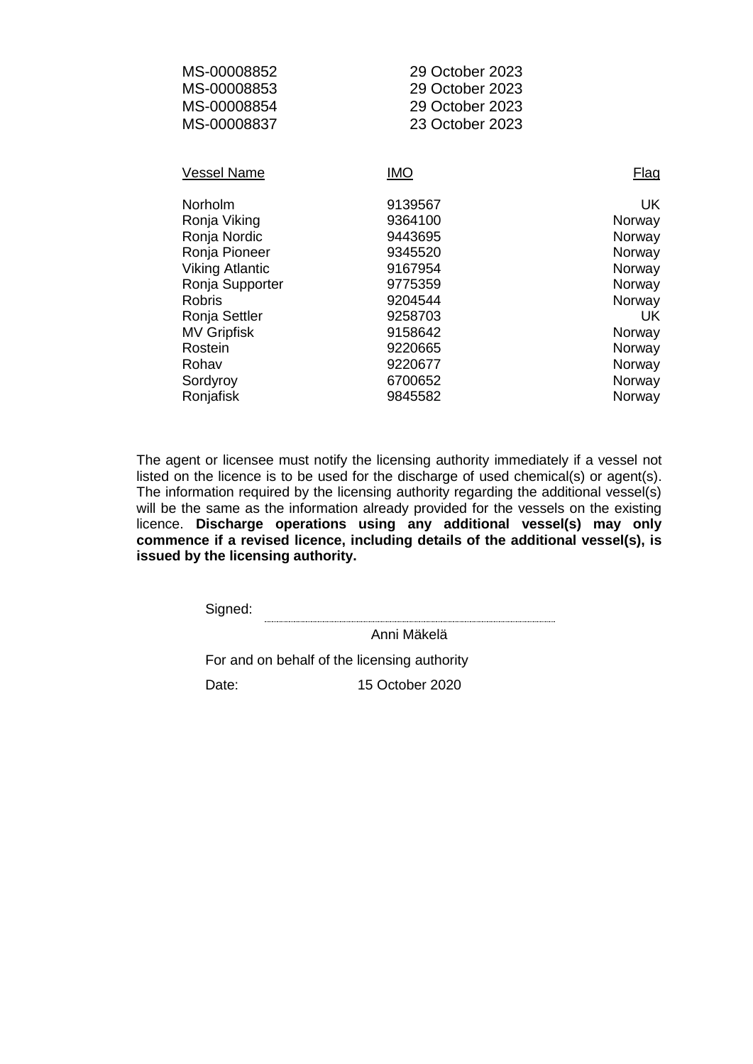| | |
|---|---|
| MS-00008852 | 29 October 2023 |
| MS-00008853 | 29 October 2023 |
| MS-00008854 | 29 October 2023 |
| MS-00008837 | 23 October 2023 |

| Vessel Name | IMO | Flag |
|---|---|---|
| Norholm | 9139567 | UK |
| Ronja Viking | 9364100 | Norway |
| Ronja Nordic | 9443695 | Norway |
| Ronja Pioneer | 9345520 | Norway |
| Viking Atlantic | 9167954 | Norway |
| Ronja Supporter | 9775359 | Norway |
| Robris | 9204544 | Norway |
| Ronja Settler | 9258703 | UK |
| MV Gripfisk | 9158642 | Norway |
| Rostein | 9220665 | Norway |
| Rohav | 9220677 | Norway |
| Sordyroy | 6700652 | Norway |
| Ronjafisk | 9845582 | Norway |

The agent or licensee must notify the licensing authority immediately if a vessel not listed on the licence is to be used for the discharge of used chemical(s) or agent(s). The information required by the licensing authority regarding the additional vessel(s) will be the same as the information already provided for the vessels on the existing licence. **Discharge operations using any additional vessel(s) may only commence if a revised licence, including details of the additional vessel(s), is issued by the licensing authority.**

Signed: ..............................................................

Anni Mäkelä

For and on behalf of the licensing authority

Date: 15 October 2020